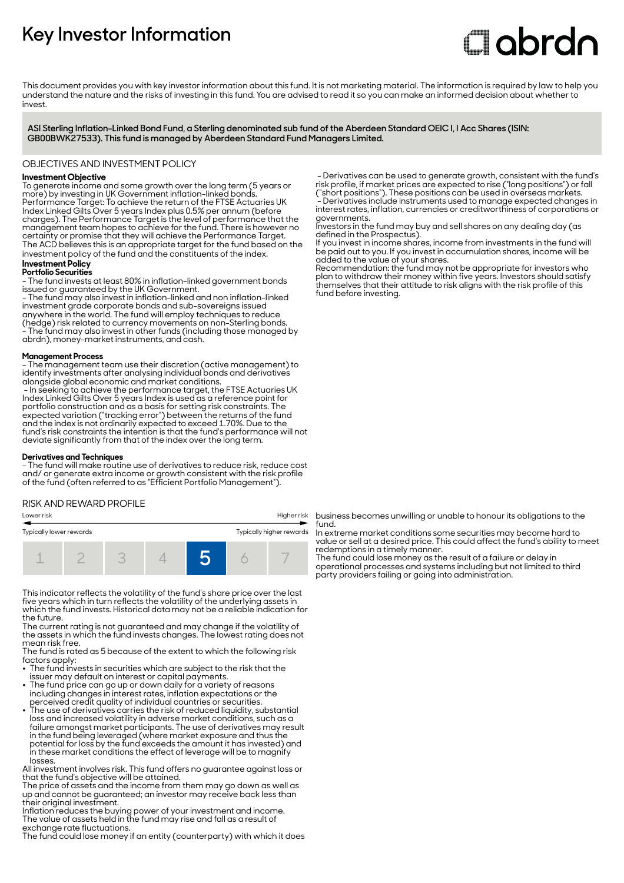# Key Investor Information

abrdn

This document provides you with key investor information about this fund. It is not marketing material. The information is required by law to help you understand the nature and the risks of investing in this fund. You are advised to read it so you can make an informed decision about whether to invest.

**ASI Sterling Inflation-Linked Bond Fund, a Sterling denominated sub fund of the Aberdeen Standard OEIC I, I Acc Shares (ISIN: GB00BWK27533). This fund is managed by Aberdeen Standard Fund Managers Limited.**

## OBJECTIVES AND INVESTMENT POLICY

**Investment Objective**

To generate income and some growth over the long term (5 years or more) by investing in UK Government inflation-linked bonds.

Performance Target: To achieve the return of the FTSE Actuaries UK Index Linked Gilts Over 5 years Index plus 0.5% per annum (before charges). The Performance Target is the level of performance that the management team hopes to achieve for the fund. There is however no certainty or promise that they will achieve the Performance Target.

The ACD believes this is an appropriate target for the fund based on the investment policy of the fund and the constituents of the index.

**Investment Policy**

**Portfolio Securities**

- The fund invests at least 80% in inflation-linked government bonds issued or guaranteed by the UK Government.
- The fund may also invest in inflation-linked and non inflation-linked investment grade corporate bonds and sub-sovereigns issued anywhere in the world. The fund will employ techniques to reduce (hedge) risk related to currency movements on non-Sterling bonds.
- The fund may also invest in other funds (including those managed by abrdn), money-market instruments, and cash.

**Management Process**

- The management team use their discretion (active management) to identify investments after analysing individual bonds and derivatives alongside global economic and market conditions.
- In seeking to achieve the performance target, the FTSE Actuaries UK Index Linked Gilts Over 5 years Index is used as a reference point for portfolio construction and as a basis for setting risk constraints. The expected variation ("tracking error") between the returns of the fund and the index is not ordinarily expected to exceed 1.70%. Due to the fund's risk constraints the intention is that the fund's performance will not deviate significantly from that of the index over the long term.

**Derivatives and Techniques**

- The fund will make routine use of derivatives to reduce risk, reduce cost and/ or generate extra income or growth consistent with the risk profile of the fund (often referred to as "Efficient Portfolio Management").
- Derivatives can be used to generate growth, consistent with the fund's risk profile, if market prices are expected to rise ("long positions") or fall ("short positions"). These positions can be used in overseas markets.
- Derivatives include instruments used to manage expected changes in interest rates, inflation, currencies or creditworthiness of corporations or governments.

Investors in the fund may buy and sell shares on any dealing day (as defined in the Prospectus).

If you invest in income shares, income from investments in the fund will be paid out to you. If you invest in accumulation shares, income will be added to the value of your shares.

Recommendation: the fund may not be appropriate for investors who plan to withdraw their money within five years. Investors should satisfy themselves that their attitude to risk aligns with the risk profile of this fund before investing.

## RISK AND REWARD PROFILE

| Lower risk | | | | | | Higher risk |
|---|---|---|---|---|---|---|
| Typically lower rewards | | | | | | Typically higher rewards |
| 1 | 2 | 3 | 4 | **5** | 6 | 7 |

This indicator reflects the volatility of the fund's share price over the last five years which in turn reflects the volatility of the underlying assets in which the fund invests. Historical data may not be a reliable indication for the future.

The current rating is not guaranteed and may change if the volatility of the assets in which the fund invests changes. The lowest rating does not mean risk free.

The fund is rated as 5 because of the extent to which the following risk factors apply:

- The fund invests in securities which are subject to the risk that the issuer may default on interest or capital payments.
- The fund price can go up or down daily for a variety of reasons including changes in interest rates, inflation expectations or the perceived credit quality of individual countries or securities.
- The use of derivatives carries the risk of reduced liquidity, substantial loss and increased volatility in adverse market conditions, such as a failure amongst market participants. The use of derivatives may result in the fund being leveraged (where market exposure and thus the potential for loss by the fund exceeds the amount it has invested) and in these market conditions the effect of leverage will be to magnify losses.

All investment involves risk. This fund offers no guarantee against loss or that the fund's objective will be attained.

The price of assets and the income from them may go down as well as up and cannot be guaranteed; an investor may receive back less than their original investment.

Inflation reduces the buying power of your investment and income.

The value of assets held in the fund may rise and fall as a result of exchange rate fluctuations.

The fund could lose money if an entity (counterparty) with which it does business becomes unwilling or unable to honour its obligations to the fund.

In extreme market conditions some securities may become hard to value or sell at a desired price. This could affect the fund's ability to meet redemptions in a timely manner.

The fund could lose money as the result of a failure or delay in operational processes and systems including but not limited to third party providers failing or going into administration.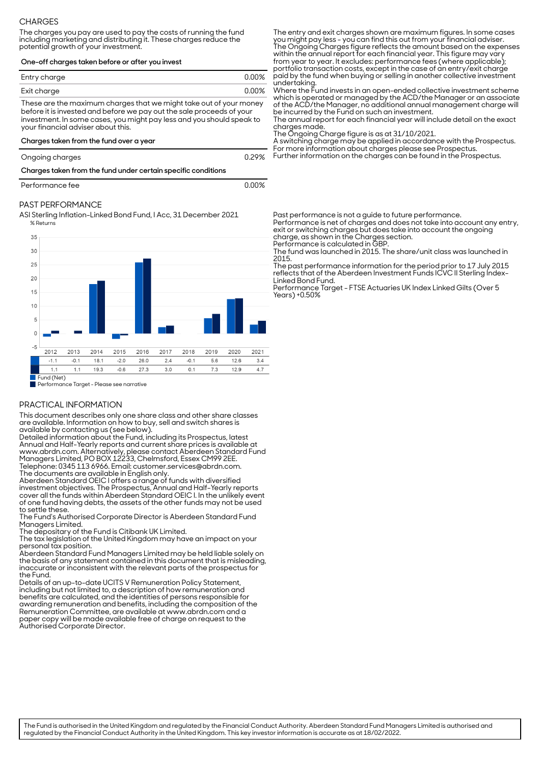## CHARGES

The charges you pay are used to pay the costs of running the fund including marketing and distributing it. These charges reduce the potential growth of your investment.

| One-off charges taken before or after you invest | |
|---|---|
| Entry charge | 0.00% |
| Exit charge | 0.00% |

These are the maximum charges that we might take out of your money before it is invested and before we pay out the sale proceeds of your investment. In some cases, you might pay less and you should speak to your financial adviser about this.

| Charges taken from the fund over a year | |
|---|---|
| Ongoing charges | 0.29% |

| Charges taken from the fund under certain specific conditions | |
|---|---|
| Performance fee | 0.00% |

The entry and exit charges shown are maximum figures. In some cases you might pay less - you can find this out from your financial adviser.
The Ongoing Charges figure reflects the amount based on the expenses within the annual report for each financial year. This figure may vary from year to year. It excludes: performance fees (where applicable); portfolio transaction costs, except in the case of an entry/exit charge paid by the fund when buying or selling in another collective investment undertaking.
Where the Fund invests in an open-ended collective investment scheme which is operated or managed by the ACD/the Manager or an associate of the ACD/the Manager, no additional annual management charge will be incurred by the Fund on such an investment.
The annual report for each financial year will include detail on the exact charges made.
The Ongoing Charge figure is as at 31/10/2021.
A switching charge may be applied in accordance with the Prospectus.
For more information about charges please see Prospectus.
Further information on the charges can be found in the Prospectus.

## PAST PERFORMANCE

ASI Sterling Inflation-Linked Bond Fund, I Acc, 31 December 2021

% Returns

35
30
25
20
15
10
5
0
-5

2012 2013 2014 2015 2016 2017 2018 2019 2020 2021

Fund (Net): -1.1 -0.1 18.1 -2.0 26.0 2.4 -0.1 5.6 12.6 3.4

Performance Target - Please see narrative: 1.1 1.1 19.3 -0.6 27.3 3.0 0.1 7.3 12.9 4.7

Past performance is not a guide to future performance.
Performance is net of charges and does not take into account any entry, exit or switching charges but does take into account the ongoing charge, as shown in the Charges section.
Performance is calculated in GBP.
The fund was launched in 2015. The share/unit class was launched in 2015.
The past performance information for the period prior to 17 July 2015 reflects that of the Aberdeen Investment Funds ICVC II Sterling Index-Linked Bond Fund.
Performance Target - FTSE Actuaries UK Index Linked Gilts (Over 5 Years) +0.50%

## PRACTICAL INFORMATION

This document describes only one share class and other share classes are available. Information on how to buy, sell and switch shares is available by contacting us (see below).
Detailed information about the Fund, including its Prospectus, latest Annual and Half-Yearly reports and current share prices is available at www.abrdn.com. Alternatively, please contact Aberdeen Standard Fund Managers Limited, PO BOX 12233, Chelmsford, Essex CM99 2EE. Telephone: 0345 113 6966. Email: customer.services@abrdn.com.
The documents are available in English only.
Aberdeen Standard OEIC I offers a range of funds with diversified investment objectives. The Prospectus, Annual and Half-Yearly reports cover all the funds within Aberdeen Standard OEIC I. In the unlikely event of one fund having debts, the assets of the other funds may not be used to settle these.
The Fund's Authorised Corporate Director is Aberdeen Standard Fund Managers Limited.
The depositary of the Fund is Citibank UK Limited.
The tax legislation of the United Kingdom may have an impact on your personal tax position.
Aberdeen Standard Fund Managers Limited may be held liable solely on the basis of any statement contained in this document that is misleading, inaccurate or inconsistent with the relevant parts of the prospectus for the Fund.
Details of an up-to-date UCITS V Remuneration Policy Statement, including but not limited to, a description of how remuneration and benefits are calculated, and the identities of persons responsible for awarding remuneration and benefits, including the composition of the Remuneration Committee, are available at www.abrdn.com and a paper copy will be made available free of charge on request to the Authorised Corporate Director.

The Fund is authorised in the United Kingdom and regulated by the Financial Conduct Authority. Aberdeen Standard Fund Managers Limited is authorised and regulated by the Financial Conduct Authority in the United Kingdom. This key investor information is accurate as at 18/02/2022.